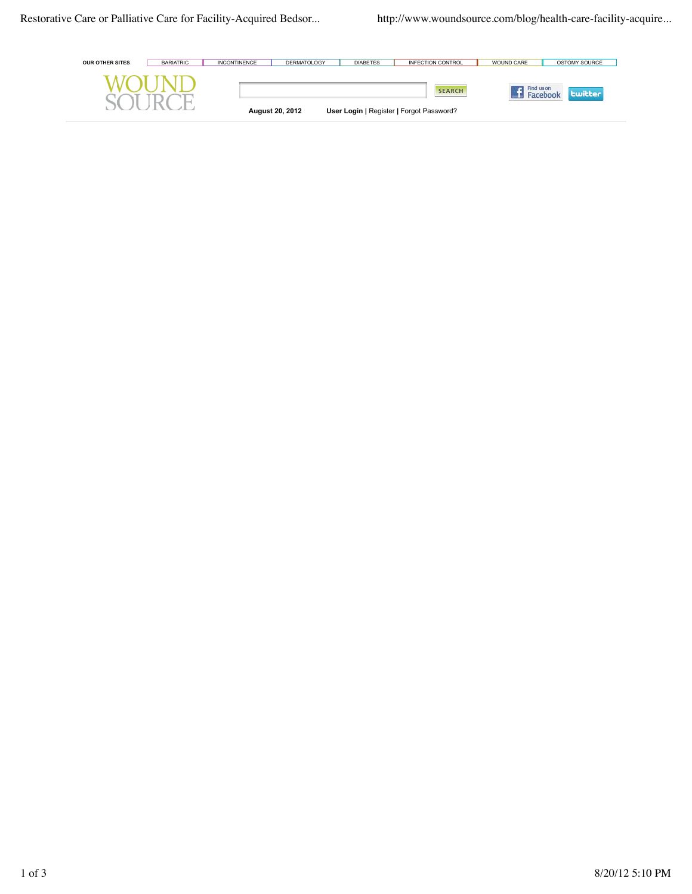OUR OTHER SITES | BARIATRIC | INCONTINENCE | DERMATOLOGY | DIABETES | INFECTION CONTROL | WOUND CARE | OSTOMY SOURCE

WOUND SOURCE

SEARCH

Find us on Facebook | twitter

**August 20, 2012** **User Login** | Register | Forgot Password?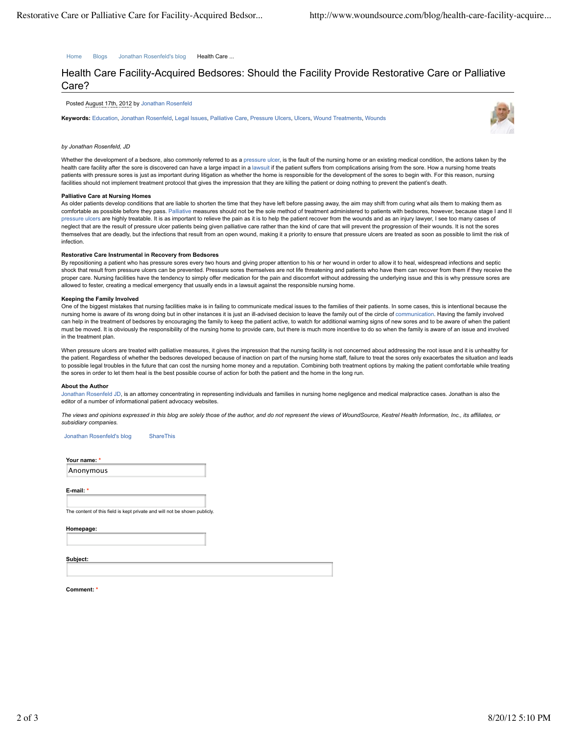Home Blogs Jonathan Rosenfeld's blog Health Care ...

# Health Care Facility-Acquired Bedsores: Should the Facility Provide Restorative Care or Palliative Care?

Posted August 17th, 2012 by Jonathan Rosenfeld

**Keywords:** Education, Jonathan Rosenfeld, Legal Issues, Palliative Care, Pressure Ulcers, Ulcers, Wound Treatments, Wounds

*by Jonathan Rosenfeld, JD*

Whether the development of a bedsore, also commonly referred to as a pressure ulcer, is the fault of the nursing home or an existing medical condition, the actions taken by the health care facility after the sore is discovered can have a large impact in a lawsuit if the patient suffers from complications arising from the sore. How a nursing home treats patients with pressure sores is just as important during litigation as whether the home is responsible for the development of the sores to begin with. For this reason, nursing facilities should not implement treatment protocol that gives the impression that they are killing the patient or doing nothing to prevent the patient's death.

**Palliative Care at Nursing Homes**

As older patients develop conditions that are liable to shorten the time that they have left before passing away, the aim may shift from curing what ails them to making them as comfortable as possible before they pass. Palliative measures should not be the sole method of treatment administered to patients with bedsores, however, because stage I and II pressure ulcers are highly treatable. It is as important to relieve the pain as it is to help the patient recover from the wounds and as an injury lawyer, I see too many cases of neglect that are the result of pressure ulcer patients being given palliative care rather than the kind of care that will prevent the progression of their wounds. It is not the sores themselves that are deadly, but the infections that result from an open wound, making it a priority to ensure that pressure ulcers are treated as soon as possible to limit the risk of infection.

**Restorative Care Instrumental in Recovery from Bedsores**

By repositioning a patient who has pressure sores every two hours and giving proper attention to his or her wound in order to allow it to heal, widespread infections and septic shock that result from pressure ulcers can be prevented. Pressure sores themselves are not life threatening and patients who have them can recover from them if they receive the proper care. Nursing facilities have the tendency to simply offer medication for the pain and discomfort without addressing the underlying issue and this is why pressure sores are allowed to fester, creating a medical emergency that usually ends in a lawsuit against the responsible nursing home.

**Keeping the Family Involved**

One of the biggest mistakes that nursing facilities make is in failing to communicate medical issues to the families of their patients. In some cases, this is intentional because the nursing home is aware of its wrong doing but in other instances it is just an ill-advised decision to leave the family out of the circle of communication. Having the family involved can help in the treatment of bedsores by encouraging the family to keep the patient active, to watch for additional warning signs of new sores and to be aware of when the patient must be moved. It is obviously the responsibility of the nursing home to provide care, but there is much more incentive to do so when the family is aware of an issue and involved in the treatment plan.

When pressure ulcers are treated with palliative measures, it gives the impression that the nursing facility is not concerned about addressing the root issue and it is unhealthy for the patient. Regardless of whether the bedsores developed because of inaction on part of the nursing home staff, failure to treat the sores only exacerbates the situation and leads to possible legal troubles in the future that can cost the nursing home money and a reputation. Combining both treatment options by making the patient comfortable while treating the sores in order to let them heal is the best possible course of action for both the patient and the home in the long run.

**About the Author**

Jonathan Rosenfeld JD, is an attorney concentrating in representing individuals and families in nursing home negligence and medical malpractice cases. Jonathan is also the editor of a number of informational patient advocacy websites.

*The views and opinions expressed in this blog are solely those of the author, and do not represent the views of WoundSource, Kestrel Health Information, Inc., its affiliates, or subsidiary companies.*

Jonathan Rosenfeld's blog ShareThis

**Your name:** *

Anonymous

**E-mail:** *

The content of this field is kept private and will not be shown publicly.

**Homepage:**

**Subject:**

**Comment:** *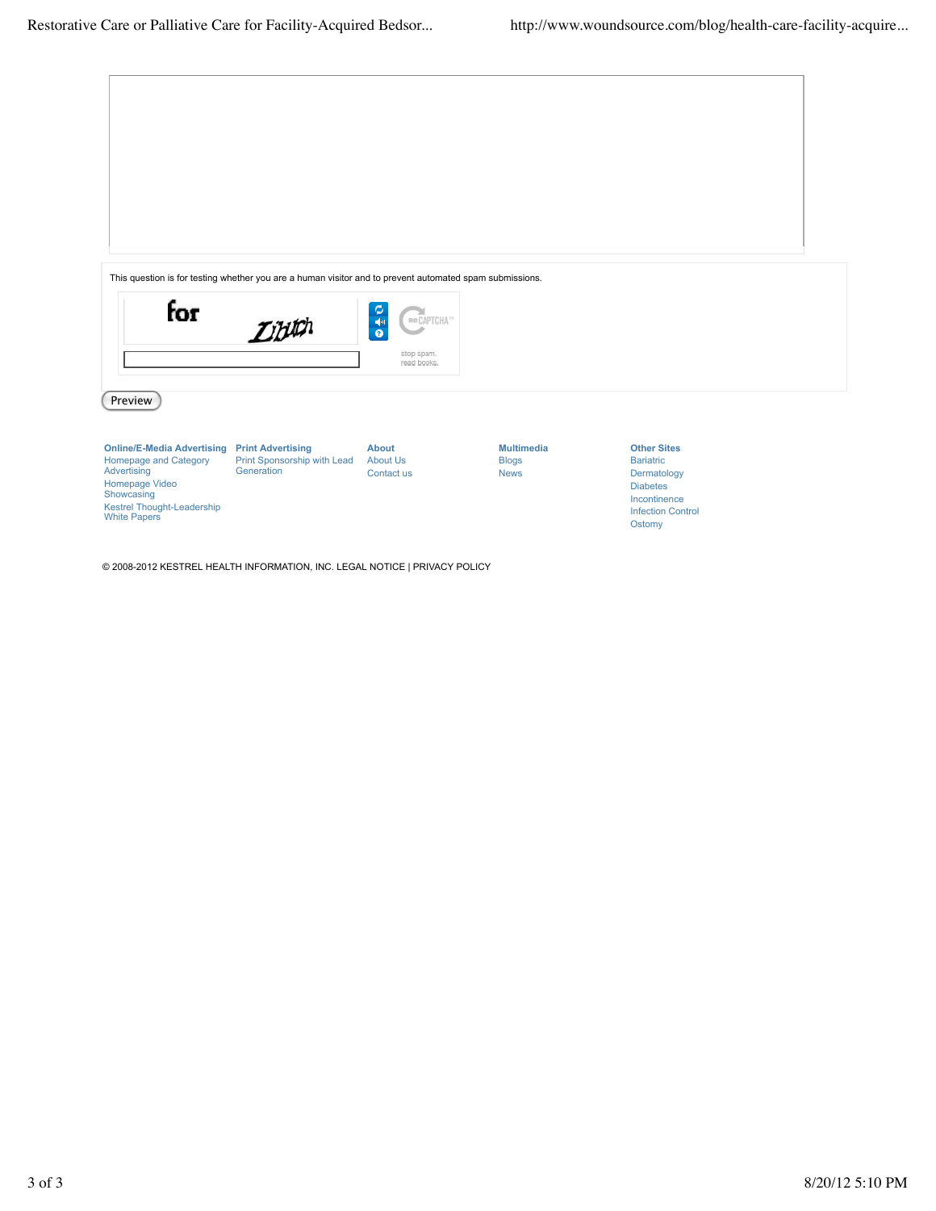This question is for testing whether you are a human visitor and to prevent automated spam submissions.

stop spam.
read books.

Preview

**Online/E-Media Advertising**
Homepage and Category Advertising
Homepage Video Showcasing
Kestrel Thought-Leadership White Papers

**Print Advertising**
Print Sponsorship with Lead Generation

**About**
About Us
Contact us

**Multimedia**
Blogs
News

**Other Sites**
Bariatric
Dermatology
Diabetes
Incontinence
Infection Control
Ostomy

© 2008-2012 KESTREL HEALTH INFORMATION, INC. LEGAL NOTICE | PRIVACY POLICY